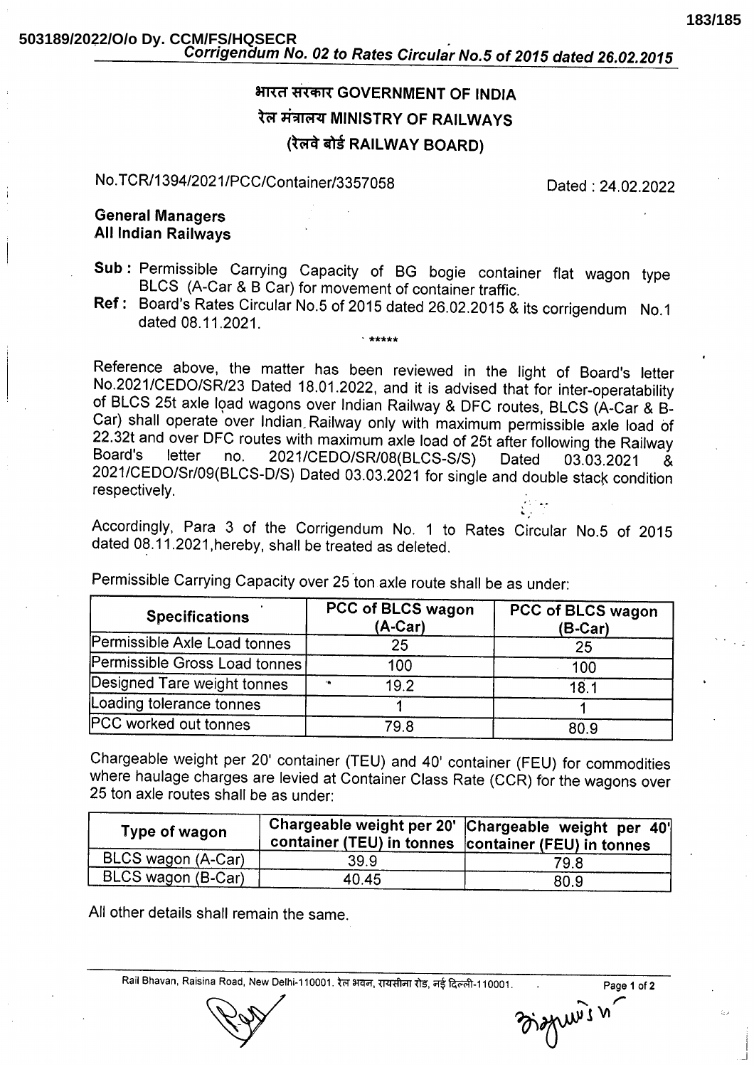503189/2022/O/o Dy. CCM/FS/HQSECR

*Corrigendum No. 02 to Rates Circular No.5 of 2015 dated 26.02.2015*

**भारत सरकार GOVERNMENT OF INDIA**

**रेल मंत्रालय MINISTRY OF RAILWAYS**

**(रेलवे बोर्ड RAILWAY BOARD)**

No.TCR/1394/2021/PCC/Container/3357058 Dated : 24.02.2022

**General Managers**
**All Indian Railways**

**Sub :** Permissible Carrying Capacity of BG bogie container flat wagon type BLCS (A-Car & B Car) for movement of container traffic.

**Ref :** Board's Rates Circular No.5 of 2015 dated 26.02.2015 & its corrigendum No.1 dated 08.11.2021.

*****

Reference above, the matter has been reviewed in the light of Board's letter No.2021/CEDO/SR/23 Dated 18.01.2022, and it is advised that for inter-operatability of BLCS 25t axle load wagons over Indian Railway & DFC routes, BLCS (A-Car & B-Car) shall operate over Indian Railway only with maximum permissible axle load of 22.32t and over DFC routes with maximum axle load of 25t after following the Railway Board's letter no. 2021/CEDO/SR/08(BLCS-S/S) Dated 03.03.2021 & 2021/CEDO/Sr/09(BLCS-D/S) Dated 03.03.2021 for single and double stack condition respectively.

Accordingly, Para 3 of the Corrigendum No. 1 to Rates Circular No.5 of 2015 dated 08.11.2021,hereby, shall be treated as deleted.

Permissible Carrying Capacity over 25 ton axle route shall be as under:

| Specifications | PCC of BLCS wagon (A-Car) | PCC of BLCS wagon (B-Car) |
|---|---|---|
| Permissible Axle Load tonnes | 25 | 25 |
| Permissible Gross Load tonnes | 100 | 100 |
| Designed Tare weight tonnes | 19.2 | 18.1 |
| Loading tolerance tonnes | 1 | 1 |
| PCC worked out tonnes | 79.8 | 80.9 |

Chargeable weight per 20' container (TEU) and 40' container (FEU) for commodities where haulage charges are levied at Container Class Rate (CCR) for the wagons over 25 ton axle routes shall be as under:

| Type of wagon | Chargeable weight per 20' container (TEU) in tonnes | Chargeable weight per 40' container (FEU) in tonnes |
|---|---|---|
| BLCS wagon (A-Car) | 39.9 | 79.8 |
| BLCS wagon (B-Car) | 40.45 | 80.9 |

All other details shall remain the same.

Rail Bhavan, Raisina Road, New Delhi-110001. रेल भवन, रायसीना रोड, नई दिल्ली-110001.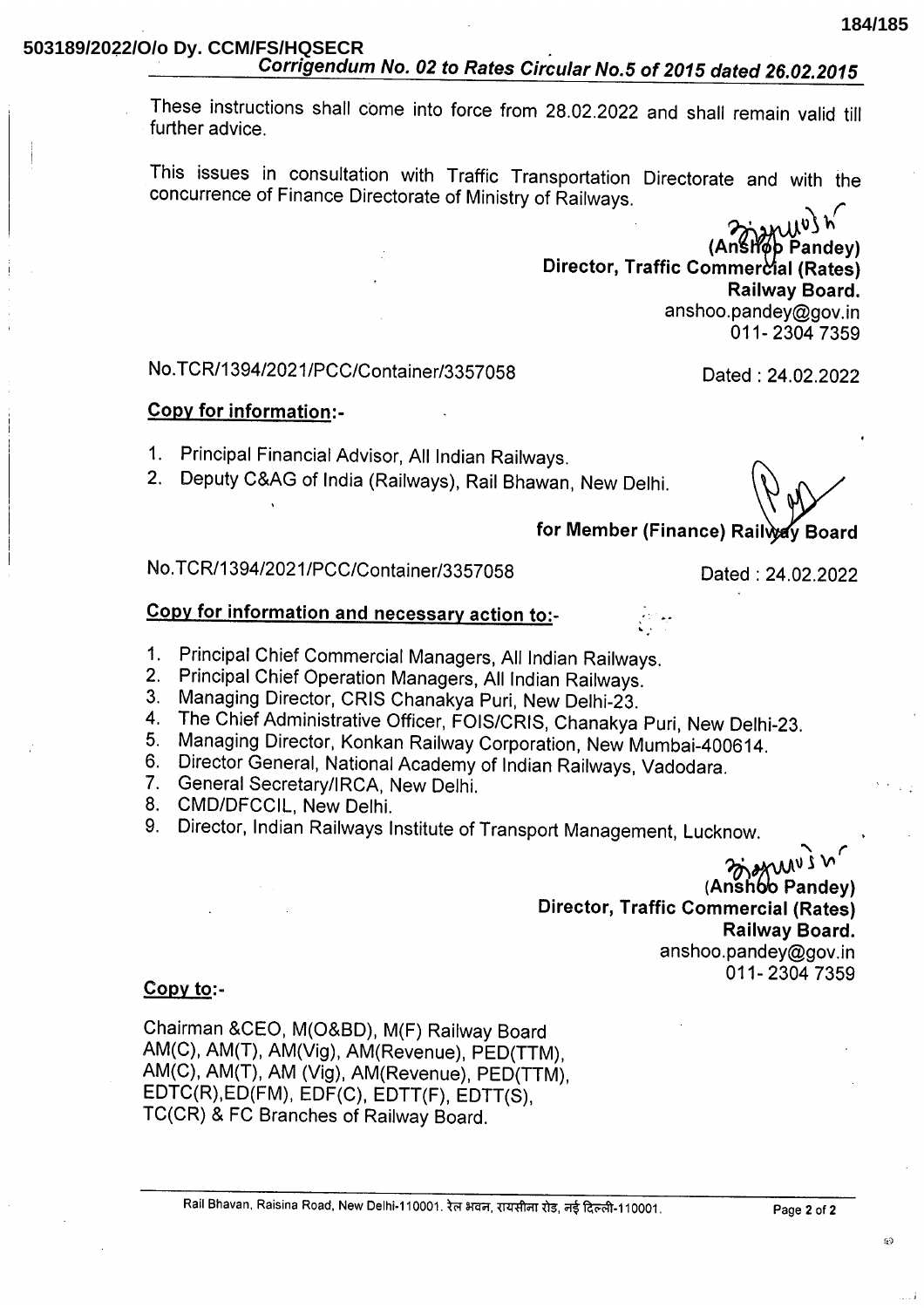503189/2022/O/o Dy. CCM/FS/HQSECR

*Corrigendum No. 02 to Rates Circular No.5 of 2015 dated 26.02.2015*

These instructions shall come into force from 28.02.2022 and shall remain valid till further advice.

This issues in consultation with Traffic Transportation Directorate and with the concurrence of Finance Directorate of Ministry of Railways.

**(Anshoo Pandey)**
**Director, Traffic Commercial (Rates)**
**Railway Board.**
anshoo.pandey@gov.in
011- 2304 7359

No.TCR/1394/2021/PCC/Container/3357058 Dated : 24.02.2022

**Copy for information:-**

1. Principal Financial Advisor, All Indian Railways.
2. Deputy C&AG of India (Railways), Rail Bhawan, New Delhi.

**for Member (Finance) Railway Board**

No.TCR/1394/2021/PCC/Container/3357058 Dated : 24.02.2022

**Copy for information and necessary action to:-**

1. Principal Chief Commercial Managers, All Indian Railways.
2. Principal Chief Operation Managers, All Indian Railways.
3. Managing Director, CRIS Chanakya Puri, New Delhi-23.
4. The Chief Administrative Officer, FOIS/CRIS, Chanakya Puri, New Delhi-23.
5. Managing Director, Konkan Railway Corporation, New Mumbai-400614.
6. Director General, National Academy of Indian Railways, Vadodara.
7. General Secretary/IRCA, New Delhi.
8. CMD/DFCCIL, New Delhi.
9. Director, Indian Railways Institute of Transport Management, Lucknow.

**(Anshoo Pandey)**
**Director, Traffic Commercial (Rates)**
**Railway Board.**
anshoo.pandey@gov.in
011- 2304 7359

**Copy to:-**

Chairman &CEO, M(O&BD), M(F) Railway Board
AM(C), AM(T), AM(Vig), AM(Revenue), PED(TTM),
AM(C), AM(T), AM (Vig), AM(Revenue), PED(TTM),
EDTC(R),ED(FM), EDF(C), EDTT(F), EDTT(S),
TC(CR) & FC Branches of Railway Board.

Rail Bhavan, Raisina Road, New Delhi-110001. रेल भवन, रायसीना रोड, नई दिल्ली-110001.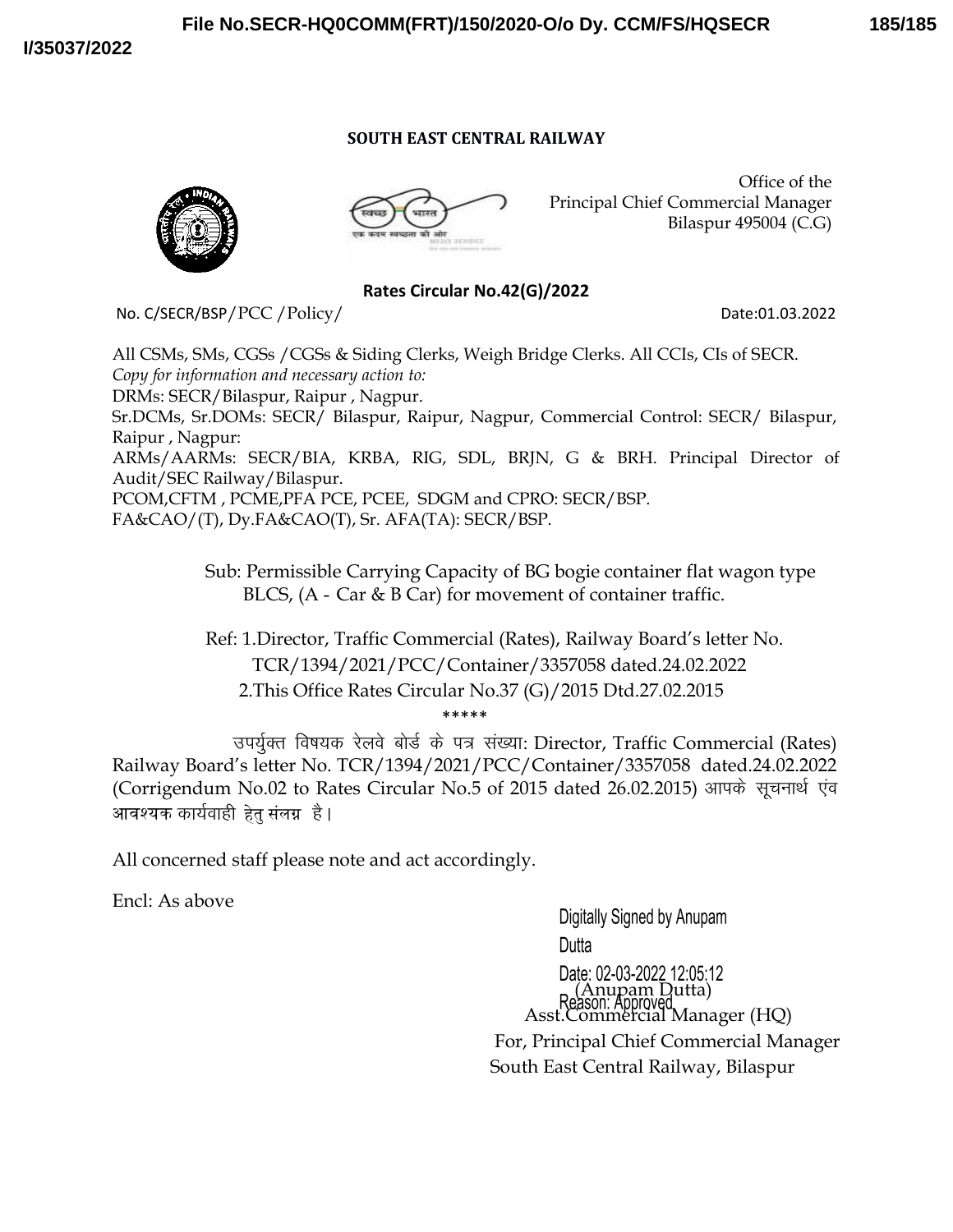**SOUTH EAST CENTRAL RAILWAY**

Office of the
Principal Chief Commercial Manager
Bilaspur 495004 (C.G)

**Rates Circular No.42(G)/2022**

No. C/SECR/BSP/PCC /Policy/ Date:01.03.2022

All CSMs, SMs, CGSs /CGSs & Siding Clerks, Weigh Bridge Clerks. All CCIs, CIs of SECR.

*Copy for information and necessary action to:*

DRMs: SECR/Bilaspur, Raipur , Nagpur.

Sr.DCMs, Sr.DOMs: SECR/ Bilaspur, Raipur, Nagpur, Commercial Control: SECR/ Bilaspur, Raipur , Nagpur:

ARMs/AARMs: SECR/BIA, KRBA, RIG, SDL, BRJN, G & BRH. Principal Director of Audit/SEC Railway/Bilaspur.

PCOM,CFTM , PCME,PFA PCE, PCEE, SDGM and CPRO: SECR/BSP.

FA&CAO/(T), Dy.FA&CAO(T), Sr. AFA(TA): SECR/BSP.

Sub: Permissible Carrying Capacity of BG bogie container flat wagon type BLCS, (A - Car & B Car) for movement of container traffic.

Ref: 1.Director, Traffic Commercial (Rates), Railway Board's letter No. TCR/1394/2021/PCC/Container/3357058 dated.24.02.2022

2.This Office Rates Circular No.37 (G)/2015 Dtd.27.02.2015

\*\*\*\*\*

उपर्युक्त विषयक रेलवे बोर्ड के पत्र संख्या: Director, Traffic Commercial (Rates) Railway Board's letter No. TCR/1394/2021/PCC/Container/3357058 dated.24.02.2022 (Corrigendum No.02 to Rates Circular No.5 of 2015 dated 26.02.2015) आपके सूचनार्थ एंव आवश्यक कार्यवाही हेतु संलग्न है।

All concerned staff please note and act accordingly.

Encl: As above

Digitally Signed by Anupam Dutta
Date: 02-03-2022 12:05:12
Reason: Approved

(Anupam Dutta)
Asst.Commercial Manager (HQ)
For, Principal Chief Commercial Manager
South East Central Railway, Bilaspur